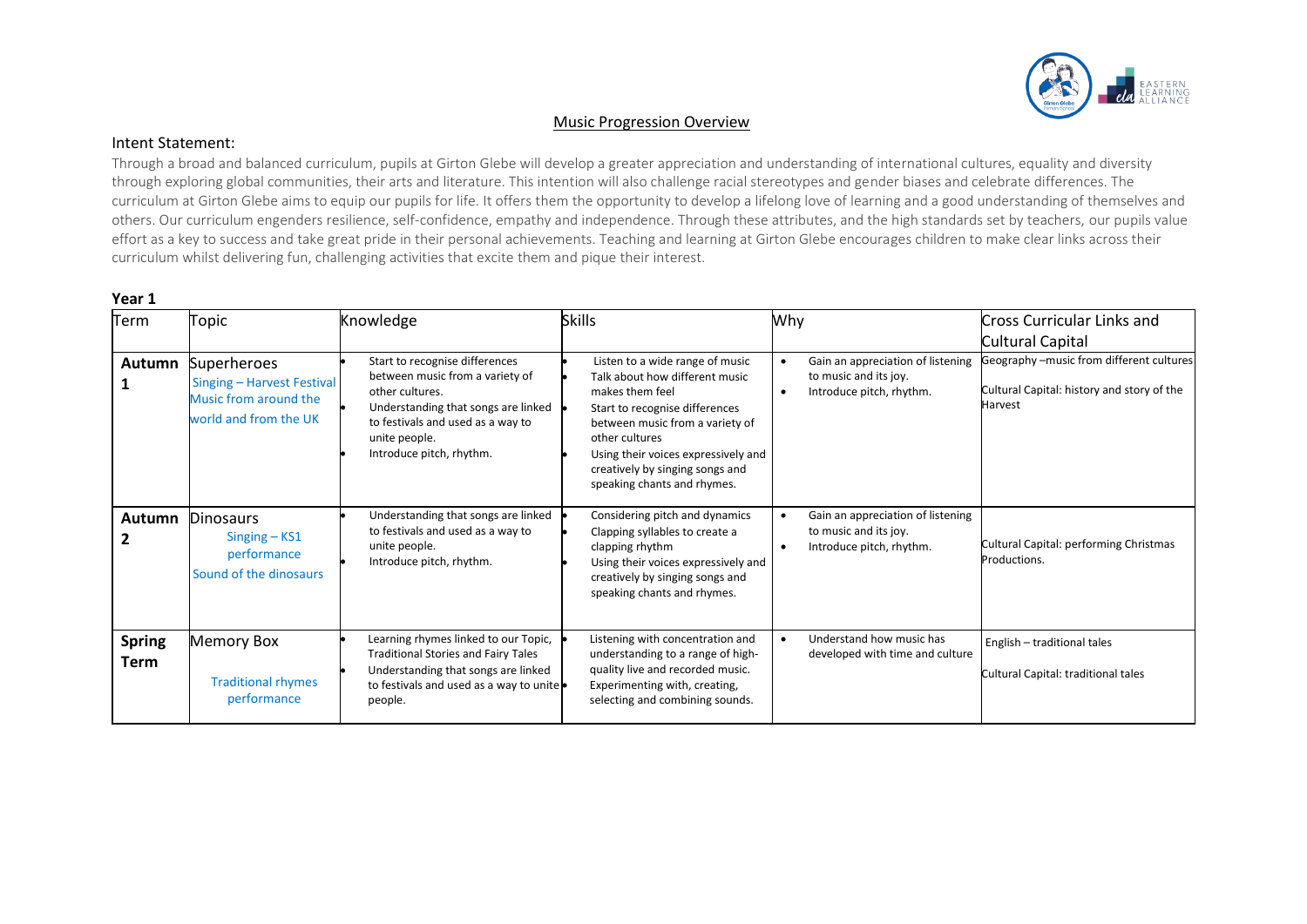## Music Progression Overview

### Intent Statement:

Through a broad and balanced curriculum, pupils at Girton Glebe will develop a greater appreciation and understanding of international cultures, equality and diversity through exploring global communities, their arts and literature. This intention will also challenge racial stereotypes and gender biases and celebrate differences. The curriculum at Girton Glebe aims to equip our pupils for life. It offers them the opportunity to develop a lifelong love of learning and a good understanding of themselves and others. Our curriculum engenders resilience, self-confidence, empathy and independence. Through these attributes, and the high standards set by teachers, our pupils value effort as a key to success and take great pride in their personal achievements. Teaching and learning at Girton Glebe encourages children to make clear links across their curriculum whilst delivering fun, challenging activities that excite them and pique their interest.

### Year 1

| Term | Topic | Knowledge | Skills | Why | Cross Curricular Links and Cultural Capital |
| --- | --- | --- | --- | --- | --- |
| **Autumn 1** | Superheroes<br>Singing – Harvest Festival<br>Music from around the world and from the UK | • Start to recognise differences between music from a variety of other cultures.<br>• Understanding that songs are linked to festivals and used as a way to unite people.<br>• Introduce pitch, rhythm. | • Listen to a wide range of music<br>• Talk about how different music makes them feel<br>• Start to recognise differences between music from a variety of other cultures<br>• Using their voices expressively and creatively by singing songs and speaking chants and rhymes. | • Gain an appreciation of listening to music and its joy.<br>• Introduce pitch, rhythm. | Geography –music from different cultures<br><br>Cultural Capital: history and story of the Harvest |
| **Autumn 2** | Dinosaurs<br>Singing – KS1 performance<br>Sound of the dinosaurs | • Understanding that songs are linked to festivals and used as a way to unite people.<br>• Introduce pitch, rhythm. | • Considering pitch and dynamics<br>• Clapping syllables to create a clapping rhythm<br>• Using their voices expressively and creatively by singing songs and speaking chants and rhymes. | • Gain an appreciation of listening to music and its joy.<br>• Introduce pitch, rhythm. | Cultural Capital: performing Christmas Productions. |
| **Spring Term** | Memory Box<br>Traditional rhymes performance | • Learning rhymes linked to our Topic, Traditional Stories and Fairy Tales<br>• Understanding that songs are linked to festivals and used as a way to unite people. | • Listening with concentration and understanding to a range of high-quality live and recorded music.<br>• Experimenting with, creating, selecting and combining sounds. | • Understand how music has developed with time and culture | English – traditional tales<br><br>Cultural Capital: traditional tales |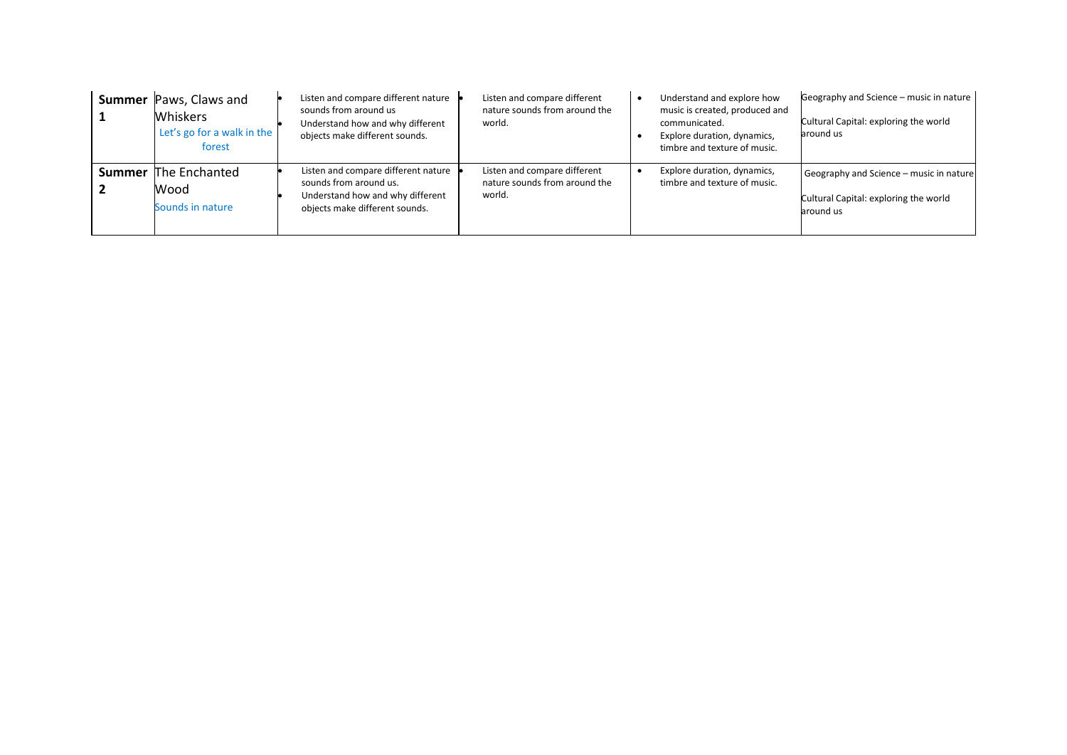| | | | | | |
|---|---|---|---|---|---|
| **Summer 1** | Paws, Claws and Whiskers<br>Let's go for a walk in the forest | • Listen and compare different nature sounds from around us<br>• Understand how and why different objects make different sounds. | • Listen and compare different nature sounds from around the world. | • Understand and explore how music is created, produced and communicated.<br>• Explore duration, dynamics, timbre and texture of music. | Geography and Science – music in nature<br><br>Cultural Capital: exploring the world around us |
| **Summer 2** | The Enchanted Wood<br>Sounds in nature | • Listen and compare different nature sounds from around us.<br>• Understand how and why different objects make different sounds. | • Listen and compare different nature sounds from around the world. | • Explore duration, dynamics, timbre and texture of music. | Geography and Science – music in nature<br><br>Cultural Capital: exploring the world around us |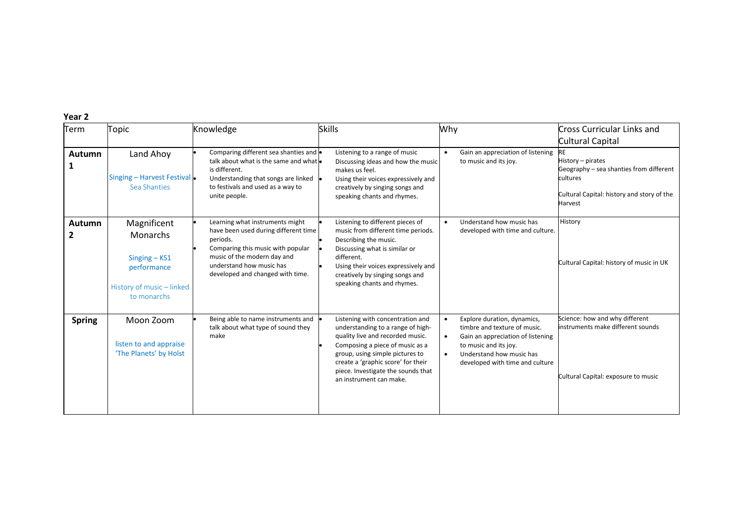**Year 2**

| Term | Topic | Knowledge | Skills | Why | Cross Curricular Links and Cultural Capital |
|---|---|---|---|---|---|
| **Autumn 1** | Land Ahoy<br><br>Singing – Harvest Festival<br>Sea Shanties | • Comparing different sea shanties and talk about what is the same and what is different.<br>• Understanding that songs are linked to festivals and used as a way to unite people. | • Listening to a range of music<br>• Discussing ideas and how the music makes us feel.<br>• Using their voices expressively and creatively by singing songs and speaking chants and rhymes. | • Gain an appreciation of listening to music and its joy. | RE<br>History – pirates<br>Geography – sea shanties from different cultures<br><br>Cultural Capital: history and story of the Harvest |
| **Autumn 2** | Magnificent Monarchs<br><br>Singing – KS1 performance<br><br>History of music – linked to monarchs | • Learning what instruments might have been used during different time periods.<br>• Comparing this music with popular music of the modern day and understand how music has developed and changed with time. | • Listening to different pieces of music from different time periods.<br>• Describing the music.<br>• Discussing what is similar or different.<br>• Using their voices expressively and creatively by singing songs and speaking chants and rhymes. | • Understand how music has developed with time and culture. | History<br><br>Cultural Capital: history of music in UK |
| **Spring** | Moon Zoom<br><br>listen to and appraise 'The Planets' by Holst | • Being able to name instruments and talk about what type of sound they make | • Listening with concentration and understanding to a range of high-quality live and recorded music.<br>• Composing a piece of music as a group, using simple pictures to create a 'graphic score' for their piece. Investigate the sounds that an instrument can make. | • Explore duration, dynamics, timbre and texture of music.<br>• Gain an appreciation of listening to music and its joy.<br>• Understand how music has developed with time and culture | Science: how and why different instruments make different sounds<br><br>Cultural Capital: exposure to music |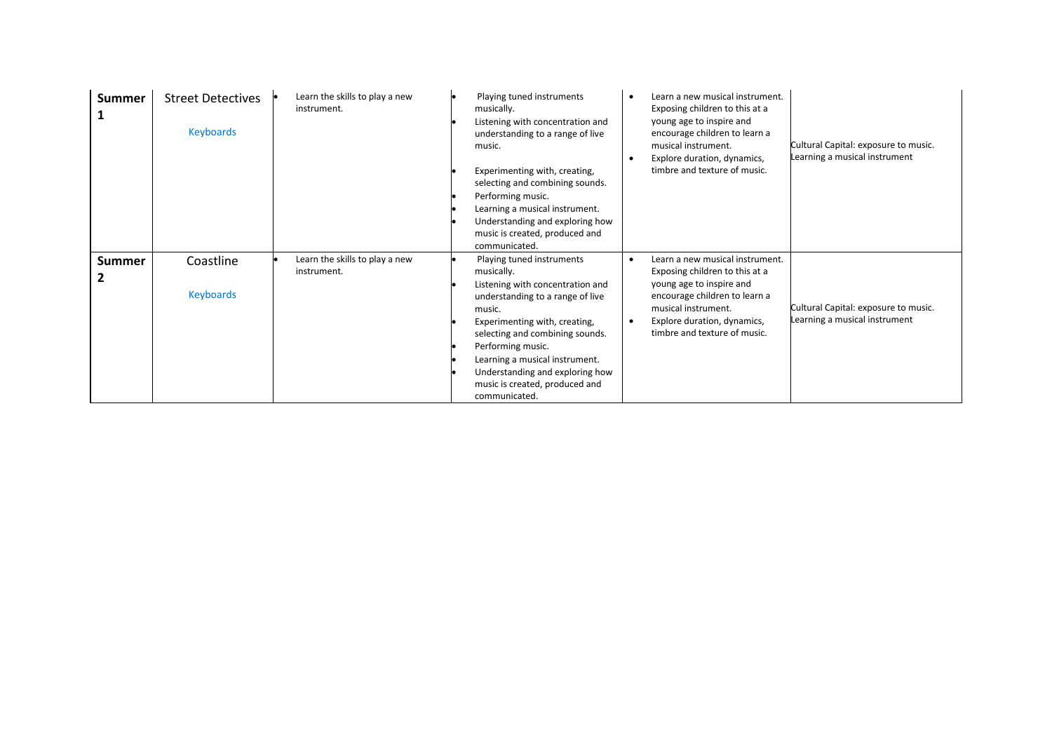| | | | | | |
|---|---|---|---|---|---|
| **Summer 1** | Street Detectives<br><br>Keyboards | • Learn the skills to play a new instrument. | • Playing tuned instruments musically.<br>• Listening with concentration and understanding to a range of live music.<br>• Experimenting with, creating, selecting and combining sounds.<br>• Performing music.<br>• Learning a musical instrument.<br>• Understanding and exploring how music is created, produced and communicated. | • Learn a new musical instrument. Exposing children to this at a young age to inspire and encourage children to learn a musical instrument.<br>• Explore duration, dynamics, timbre and texture of music. | Cultural Capital: exposure to music. Learning a musical instrument |
| **Summer 2** | Coastline<br><br>Keyboards | • Learn the skills to play a new instrument. | • Playing tuned instruments musically.<br>• Listening with concentration and understanding to a range of live music.<br>• Experimenting with, creating, selecting and combining sounds.<br>• Performing music.<br>• Learning a musical instrument.<br>• Understanding and exploring how music is created, produced and communicated. | • Learn a new musical instrument. Exposing children to this at a young age to inspire and encourage children to learn a musical instrument.<br>• Explore duration, dynamics, timbre and texture of music. | Cultural Capital: exposure to music. Learning a musical instrument |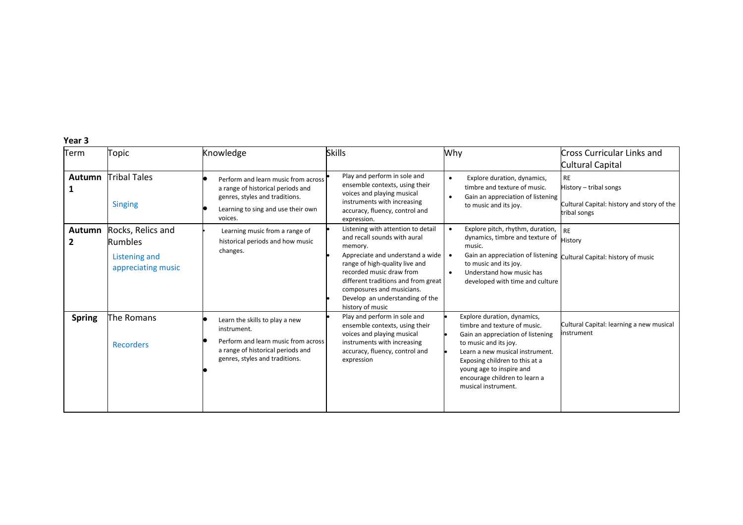**Year 3**

| Term | Topic | Knowledge | Skills | Why | Cross Curricular Links and Cultural Capital |
|---|---|---|---|---|---|
| **Autumn 1** | Tribal Tales<br><br>Singing | • Perform and learn music from across a range of historical periods and genres, styles and traditions.<br>• Learning to sing and use their own voices. | • Play and perform in sole and ensemble contexts, using their voices and playing musical instruments with increasing accuracy, fluency, control and expression. | • Explore duration, dynamics, timbre and texture of music.<br>• Gain an appreciation of listening to music and its joy. | RE<br>History – tribal songs<br><br>Cultural Capital: history and story of the tribal songs |
| **Autumn 2** | Rocks, Relics and Rumbles<br><br>Listening and appreciating music | • Learning music from a range of historical periods and how music changes. | • Listening with attention to detail and recall sounds with aural memory.<br>• Appreciate and understand a wide range of high-quality live and recorded music draw from different traditions and from great composures and musicians.<br>• Develop an understanding of the history of music | • Explore pitch, rhythm, duration, dynamics, timbre and texture of music.<br>• Gain an appreciation of listening to music and its joy.<br>• Understand how music has developed with time and culture | RE<br>History<br><br>Cultural Capital: history of music |
| **Spring** | The Romans<br><br>Recorders | • Learn the skills to play a new instrument.<br>• Perform and learn music from across a range of historical periods and genres, styles and traditions.<br>• | • Play and perform in sole and ensemble contexts, using their voices and playing musical instruments with increasing accuracy, fluency, control and expression | • Explore duration, dynamics, timbre and texture of music.<br>• Gain an appreciation of listening to music and its joy.<br>• Learn a new musical instrument. Exposing children to this at a young age to inspire and encourage children to learn a musical instrument. | Cultural Capital: learning a new musical instrument |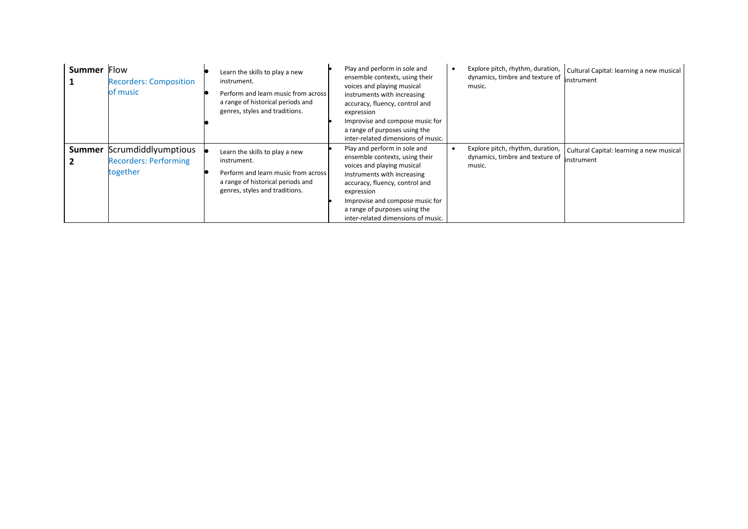| | | | | | |
|---|---|---|---|---|---|
| **Summer 1** | Flow<br>Recorders: Composition of music | • Learn the skills to play a new instrument.<br>• Perform and learn music from across a range of historical periods and genres, styles and traditions.<br>• | • Play and perform in sole and ensemble contexts, using their voices and playing musical instruments with increasing accuracy, fluency, control and expression<br>• Improvise and compose music for a range of purposes using the inter-related dimensions of music. | • Explore pitch, rhythm, duration, dynamics, timbre and texture of music. | Cultural Capital: learning a new musical instrument |
| **Summer 2** | Scrumdiddlyumptious<br>Recorders: Performing together | • Learn the skills to play a new instrument.<br>• Perform and learn music from across a range of historical periods and genres, styles and traditions. | • Play and perform in sole and ensemble contexts, using their voices and playing musical instruments with increasing accuracy, fluency, control and expression<br>• Improvise and compose music for a range of purposes using the inter-related dimensions of music. | • Explore pitch, rhythm, duration, dynamics, timbre and texture of music. | Cultural Capital: learning a new musical instrument |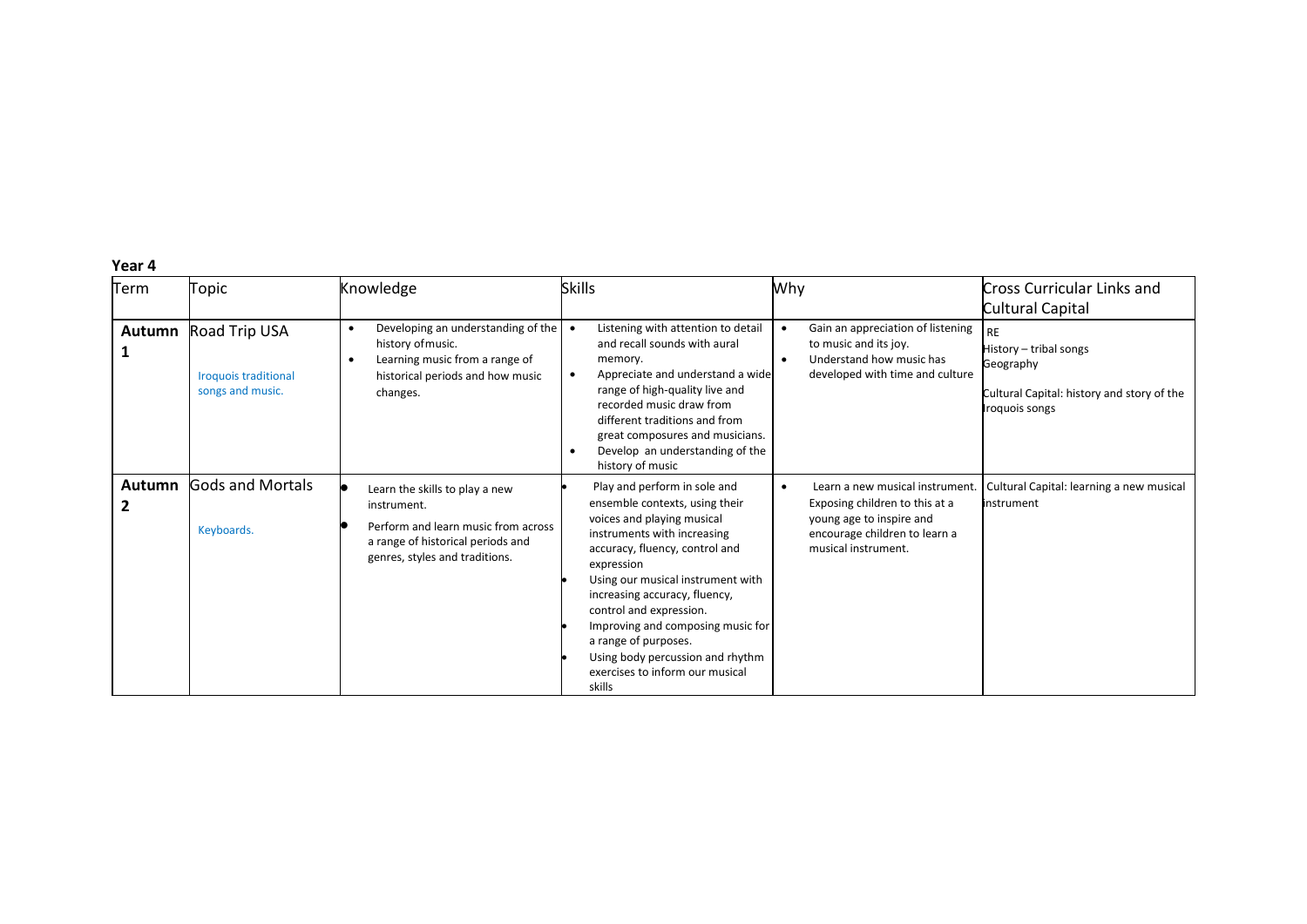**Year 4**

| Term | Topic | Knowledge | Skills | Why | Cross Curricular Links and Cultural Capital |
|---|---|---|---|---|---|
| **Autumn 1** | Road Trip USA<br><br>Iroquois traditional songs and music. | • Developing an understanding of the history ofmusic.<br>• Learning music from a range of historical periods and how music changes. | • Listening with attention to detail and recall sounds with aural memory.<br>• Appreciate and understand a wide range of high-quality live and recorded music draw from different traditions and from great composures and musicians.<br>• Develop an understanding of the history of music | • Gain an appreciation of listening to music and its joy.<br>• Understand how music has developed with time and culture | RE<br>History – tribal songs<br>Geography<br><br>Cultural Capital: history and story of the Iroquois songs |
| **Autumn 2** | Gods and Mortals<br><br>Keyboards. | • Learn the skills to play a new instrument.<br>• Perform and learn music from across a range of historical periods and genres, styles and traditions. | • Play and perform in sole and ensemble contexts, using their voices and playing musical instruments with increasing accuracy, fluency, control and expression<br>• Using our musical instrument with increasing accuracy, fluency, control and expression.<br>• Improving and composing music for a range of purposes.<br>• Using body percussion and rhythm exercises to inform our musical skills | • Learn a new musical instrument. Exposing children to this at a young age to inspire and encourage children to learn a musical instrument. | Cultural Capital: learning a new musical instrument |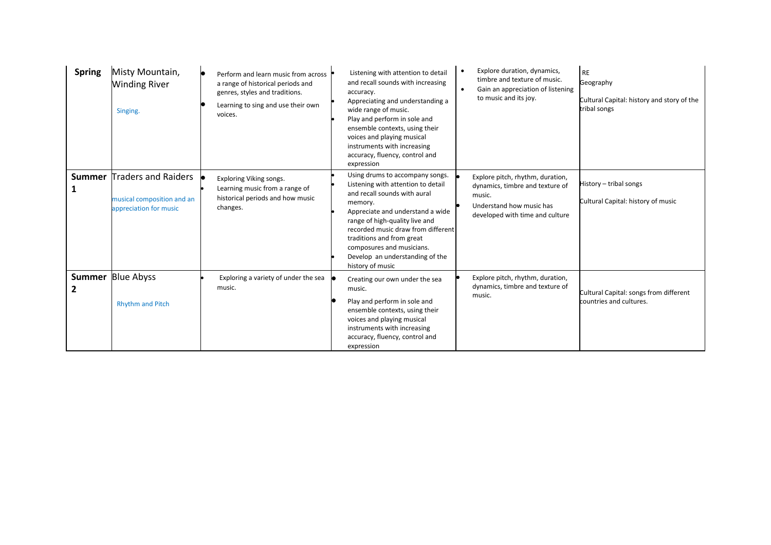| | | | | | |
|---|---|---|---|---|---|
| **Spring** | Misty Mountain, Winding River<br><br>Singing. | • Perform and learn music from across a range of historical periods and genres, styles and traditions.<br>• Learning to sing and use their own voices. | • Listening with attention to detail and recall sounds with increasing accuracy.<br>• Appreciating and understanding a wide range of music.<br>• Play and perform in sole and ensemble contexts, using their voices and playing musical instruments with increasing accuracy, fluency, control and expression | • Explore duration, dynamics, timbre and texture of music.<br>• Gain an appreciation of listening to music and its joy. | RE<br>Geography<br><br>Cultural Capital: history and story of the tribal songs |
| **Summer 1** | Traders and Raiders<br><br>musical composition and an appreciation for music | • Exploring Viking songs.<br>• Learning music from a range of historical periods and how music changes. | • Using drums to accompany songs.<br>• Listening with attention to detail and recall sounds with aural memory.<br>• Appreciate and understand a wide range of high-quality live and recorded music draw from different traditions and from great composures and musicians.<br>• Develop an understanding of the history of music | • Explore pitch, rhythm, duration, dynamics, timbre and texture of music.<br>• Understand how music has developed with time and culture | History – tribal songs<br><br>Cultural Capital: history of music |
| **Summer 2** | Blue Abyss<br><br>Rhythm and Pitch | • Exploring a variety of under the sea music. | • Creating our own under the sea music.<br>• Play and perform in sole and ensemble contexts, using their voices and playing musical instruments with increasing accuracy, fluency, control and expression | • Explore pitch, rhythm, duration, dynamics, timbre and texture of music. | Cultural Capital: songs from different countries and cultures. |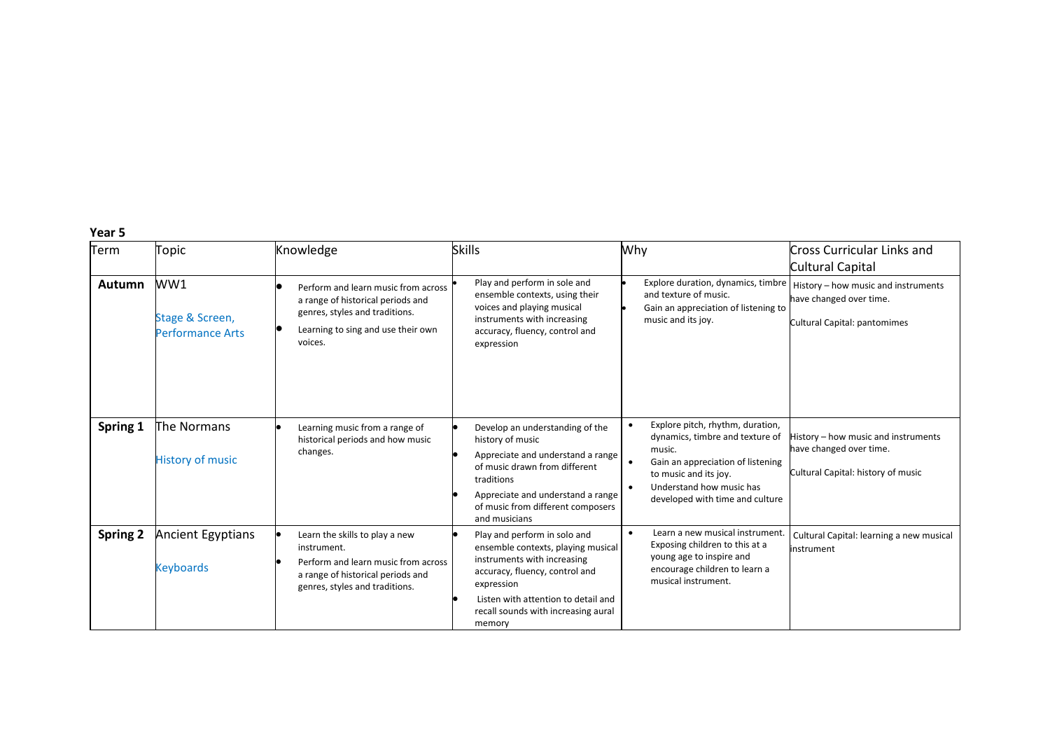**Year 5**

| Term | Topic | Knowledge | Skills | Why | Cross Curricular Links and Cultural Capital |
|---|---|---|---|---|---|
| **Autumn** | WW1<br><br>Stage & Screen, Performance Arts | • Perform and learn music from across a range of historical periods and genres, styles and traditions.<br>• Learning to sing and use their own voices. | • Play and perform in sole and ensemble contexts, using their voices and playing musical instruments with increasing accuracy, fluency, control and expression | • Explore duration, dynamics, timbre and texture of music.<br>• Gain an appreciation of listening to music and its joy. | History – how music and instruments have changed over time.<br><br>Cultural Capital: pantomimes |
| **Spring 1** | The Normans<br><br>History of music | • Learning music from a range of historical periods and how music changes. | • Develop an understanding of the history of music<br>• Appreciate and understand a range of music drawn from different traditions<br>• Appreciate and understand a range of music from different composers and musicians | • Explore pitch, rhythm, duration, dynamics, timbre and texture of music.<br>• Gain an appreciation of listening to music and its joy.<br>• Understand how music has developed with time and culture | History – how music and instruments have changed over time.<br><br>Cultural Capital: history of music |
| **Spring 2** | Ancient Egyptians<br><br>Keyboards | • Learn the skills to play a new instrument.<br>• Perform and learn music from across a range of historical periods and genres, styles and traditions. | • Play and perform in solo and ensemble contexts, playing musical instruments with increasing accuracy, fluency, control and expression<br>• Listen with attention to detail and recall sounds with increasing aural memory | • Learn a new musical instrument. Exposing children to this at a young age to inspire and encourage children to learn a musical instrument. | Cultural Capital: learning a new musical instrument |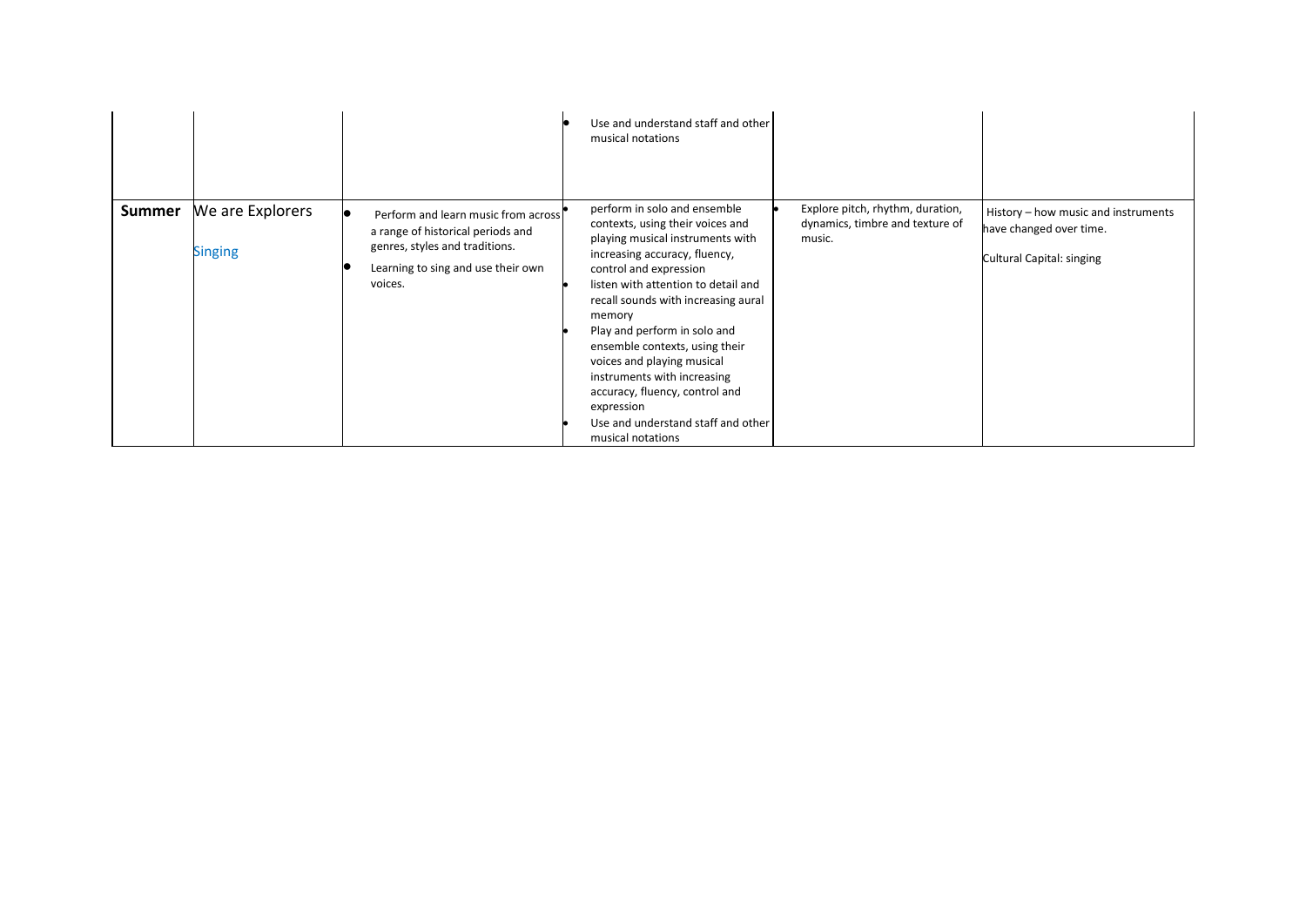| | | | | | |
|---|---|---|---|---|---|
| | | | • Use and understand staff and other musical notations | | |
| **Summer** | We are Explorers<br><br>Singing | • Perform and learn music from across a range of historical periods and genres, styles and traditions.<br>• Learning to sing and use their own voices. | • perform in solo and ensemble contexts, using their voices and playing musical instruments with increasing accuracy, fluency, control and expression<br>• listen with attention to detail and recall sounds with increasing aural memory<br>• Play and perform in solo and ensemble contexts, using their voices and playing musical instruments with increasing accuracy, fluency, control and expression<br>• Use and understand staff and other musical notations | • Explore pitch, rhythm, duration, dynamics, timbre and texture of music. | History – how music and instruments have changed over time.<br><br>Cultural Capital: singing |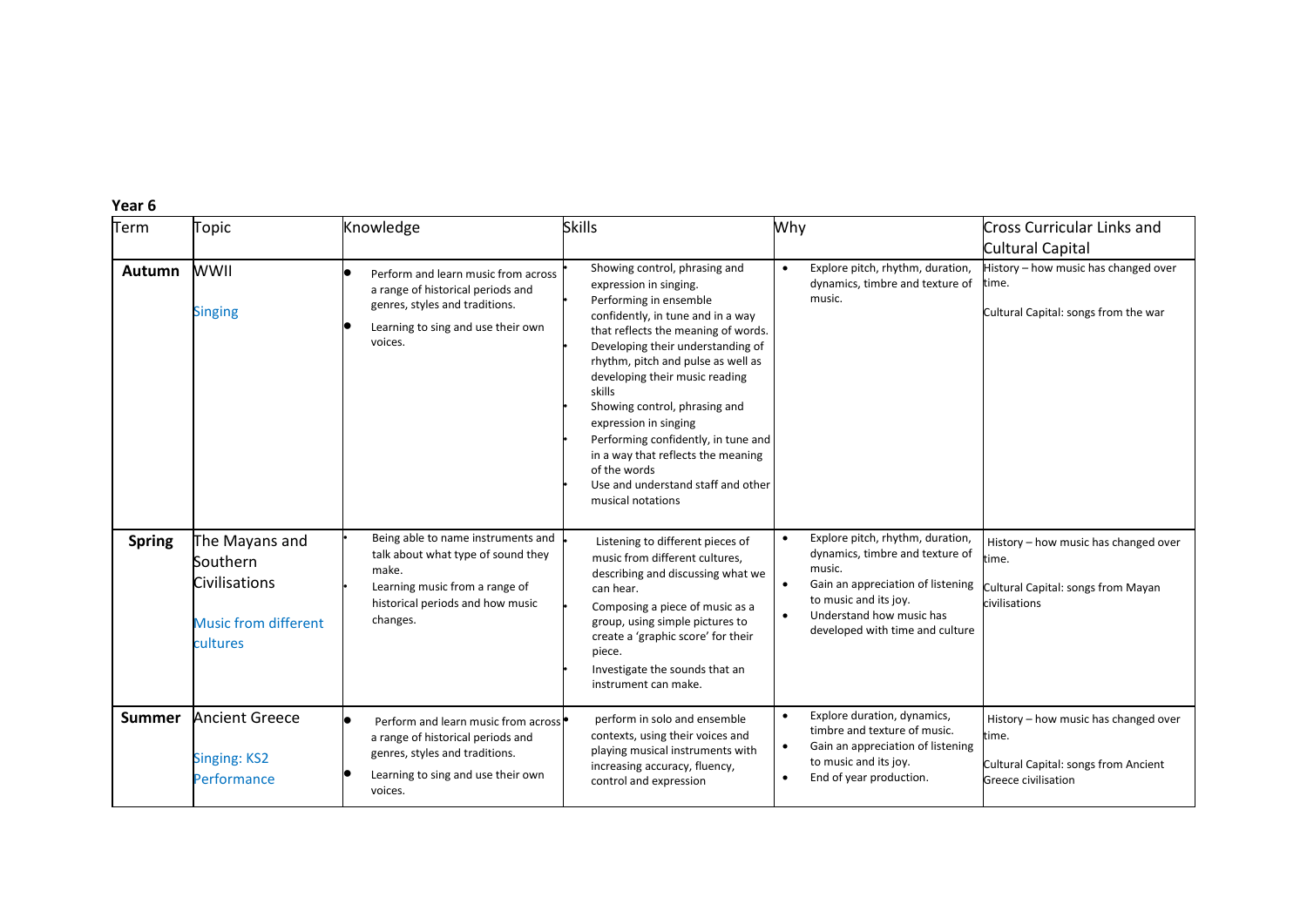**Year 6**

| Term | Topic | Knowledge | Skills | Why | Cross Curricular Links and Cultural Capital |
|---|---|---|---|---|---|
| **Autumn** | WWII<br><br>Singing | • Perform and learn music from across a range of historical periods and genres, styles and traditions.<br>• Learning to sing and use their own voices. | • Showing control, phrasing and expression in singing.<br>• Performing in ensemble confidently, in tune and in a way that reflects the meaning of words.<br>• Developing their understanding of rhythm, pitch and pulse as well as developing their music reading skills<br>• Showing control, phrasing and expression in singing<br>• Performing confidently, in tune and in a way that reflects the meaning of the words<br>• Use and understand staff and other musical notations | • Explore pitch, rhythm, duration, dynamics, timbre and texture of music. | History – how music has changed over time.<br><br>Cultural Capital: songs from the war |
| **Spring** | The Mayans and Southern Civilisations<br><br>Music from different cultures | • Being able to name instruments and talk about what type of sound they make.<br>• Learning music from a range of historical periods and how music changes. | • Listening to different pieces of music from different cultures, describing and discussing what we can hear.<br>Composing a piece of music as a group, using simple pictures to create a 'graphic score' for their piece.<br>• Investigate the sounds that an instrument can make. | • Explore pitch, rhythm, duration, dynamics, timbre and texture of music.<br>• Gain an appreciation of listening to music and its joy.<br>• Understand how music has developed with time and culture | History – how music has changed over time.<br><br>Cultural Capital: songs from Mayan civilisations |
| **Summer** | Ancient Greece<br><br>Singing: KS2 Performance | • Perform and learn music from across a range of historical periods and genres, styles and traditions.<br>• Learning to sing and use their own voices. | • perform in solo and ensemble contexts, using their voices and playing musical instruments with increasing accuracy, fluency, control and expression | • Explore duration, dynamics, timbre and texture of music.<br>• Gain an appreciation of listening to music and its joy.<br>• End of year production. | History – how music has changed over time.<br><br>Cultural Capital: songs from Ancient Greece civilisation |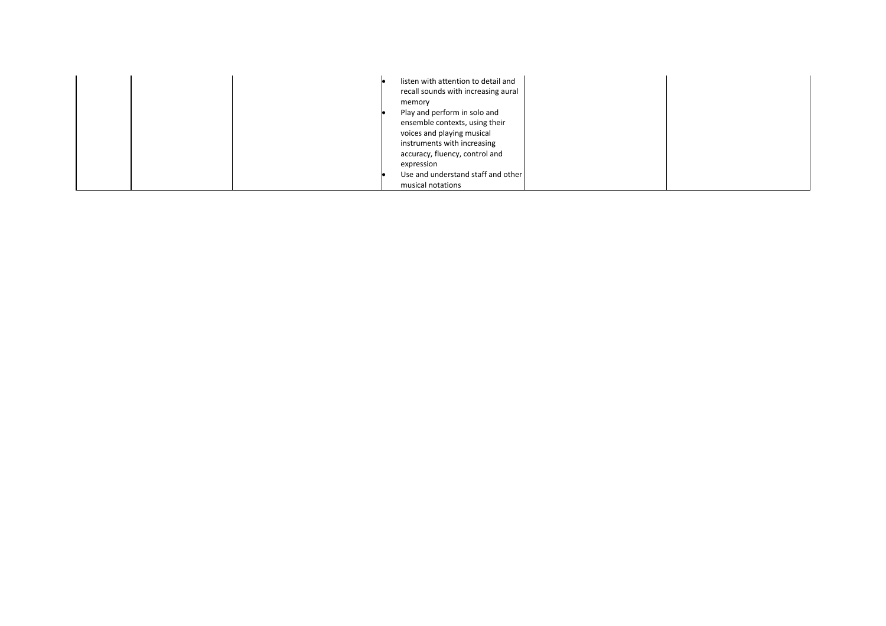| | | | | | |
|---|---|---|---|---|---|
| | | | • listen with attention to detail and recall sounds with increasing aural memory<br>• Play and perform in solo and ensemble contexts, using their voices and playing musical instruments with increasing accuracy, fluency, control and expression<br>• Use and understand staff and other musical notations | | |